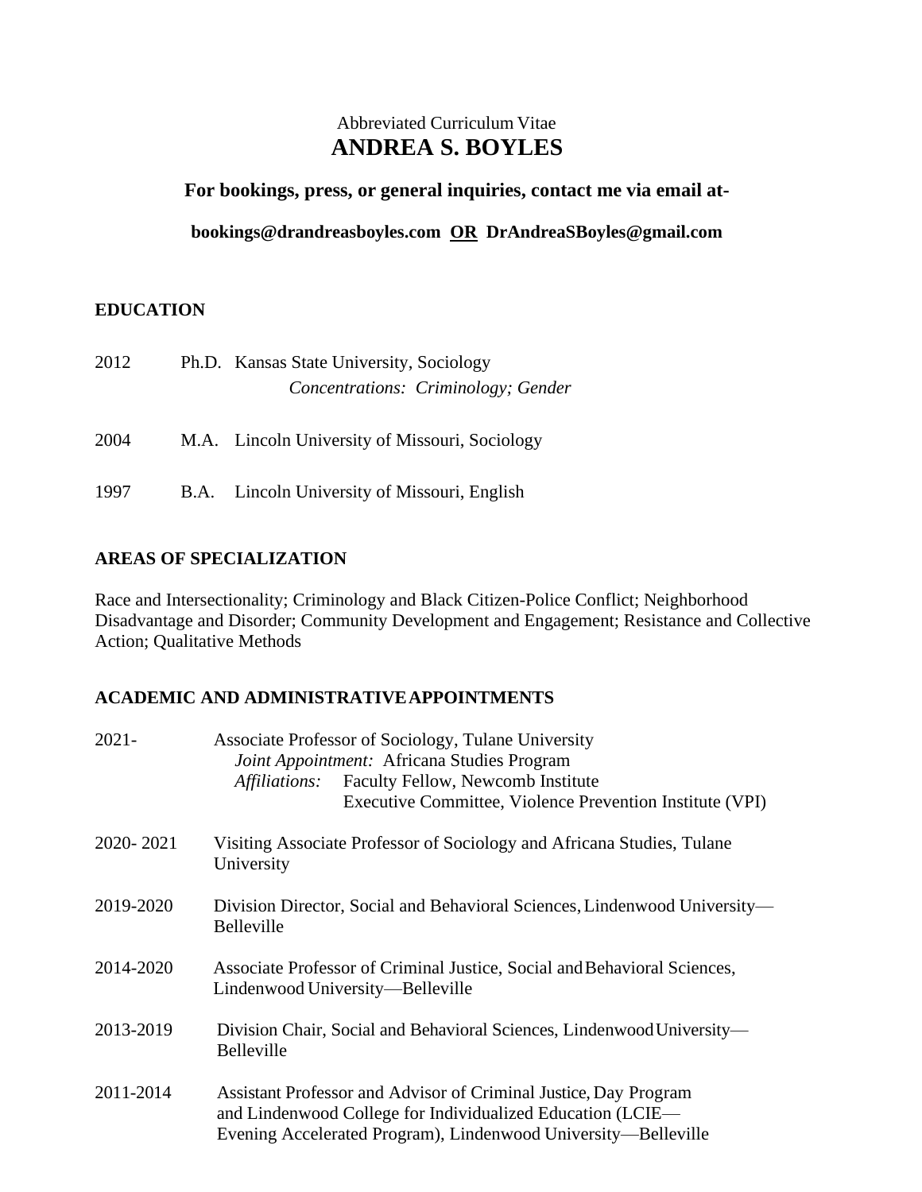Abbreviated Curriculum Vitae

# ANDREA S. BOYLES

**For bookings, press, or general inquiries, contact me via email at-**

**bookings@drandreasboyles.com <u>OR</u> DrAndreaSBoyles@gmail.com**

## EDUCATION

2012 Ph.D. Kansas State University, Sociology
*Concentrations: Criminology; Gender*

2004 M.A. Lincoln University of Missouri, Sociology

1997 B.A. Lincoln University of Missouri, English

## AREAS OF SPECIALIZATION

Race and Intersectionality; Criminology and Black Citizen-Police Conflict; Neighborhood Disadvantage and Disorder; Community Development and Engagement; Resistance and Collective Action; Qualitative Methods

## ACADEMIC AND ADMINISTRATIVE APPOINTMENTS

2021- Associate Professor of Sociology, Tulane University
*Joint Appointment:* Africana Studies Program
*Affiliations:* Faculty Fellow, Newcomb Institute
Executive Committee, Violence Prevention Institute (VPI)

2020- 2021 Visiting Associate Professor of Sociology and Africana Studies, Tulane University

2019-2020 Division Director, Social and Behavioral Sciences, Lindenwood University—Belleville

2014-2020 Associate Professor of Criminal Justice, Social and Behavioral Sciences, Lindenwood University—Belleville

2013-2019 Division Chair, Social and Behavioral Sciences, Lindenwood University—Belleville

2011-2014 Assistant Professor and Advisor of Criminal Justice, Day Program and Lindenwood College for Individualized Education (LCIE—Evening Accelerated Program), Lindenwood University—Belleville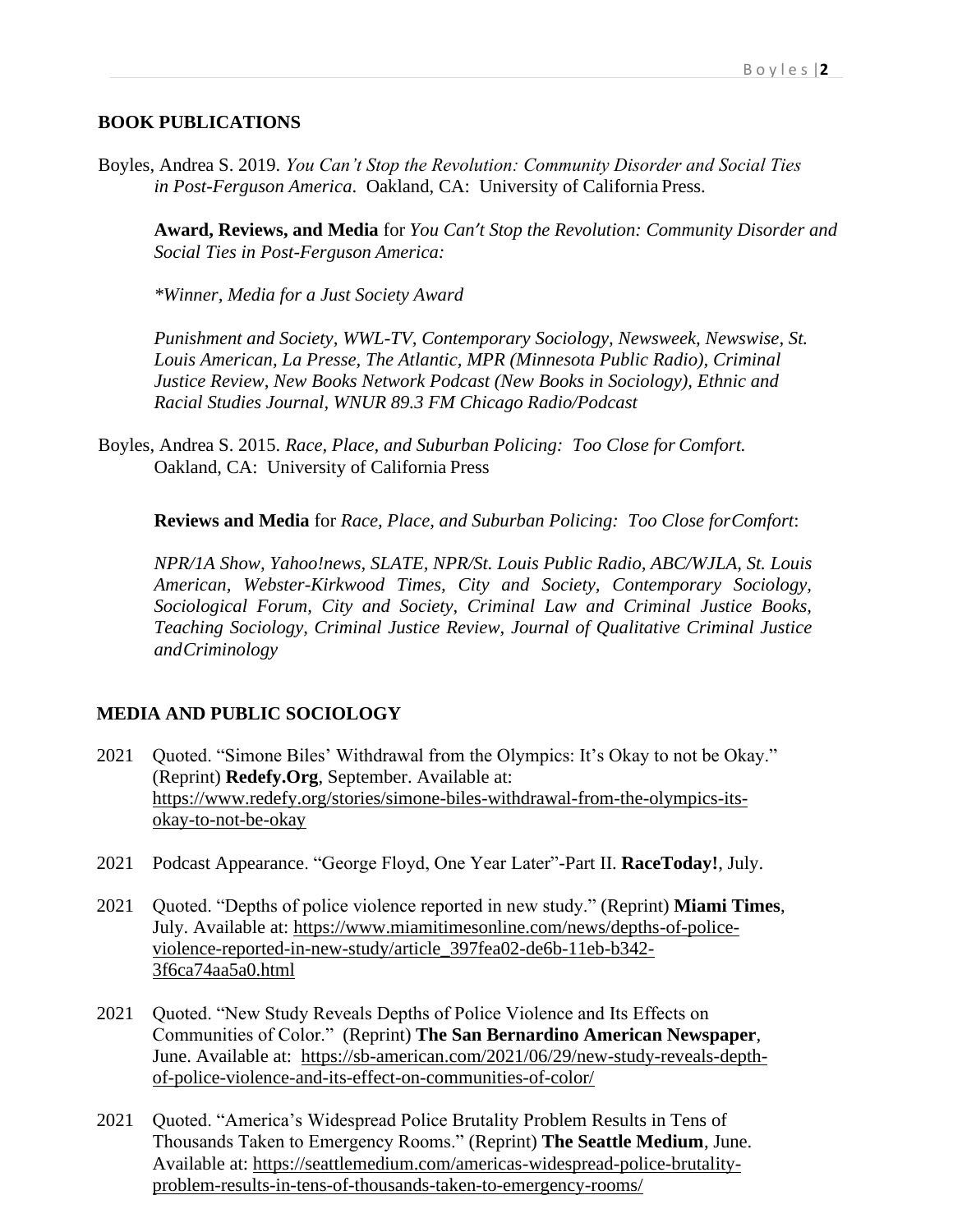## BOOK PUBLICATIONS

Boyles, Andrea S. 2019. *You Can't Stop the Revolution: Community Disorder and Social Ties in Post-Ferguson America*. Oakland, CA: University of California Press.

**Award, Reviews, and Media** for *You Can't Stop the Revolution: Community Disorder and Social Ties in Post-Ferguson America:*

*\*Winner, Media for a Just Society Award*

*Punishment and Society, WWL-TV, Contemporary Sociology, Newsweek, Newswise, St. Louis American, La Presse, The Atlantic, MPR (Minnesota Public Radio), Criminal Justice Review, New Books Network Podcast (New Books in Sociology), Ethnic and Racial Studies Journal, WNUR 89.3 FM Chicago Radio/Podcast*

Boyles, Andrea S. 2015. *Race, Place, and Suburban Policing: Too Close for Comfort.* Oakland, CA: University of California Press

**Reviews and Media** for *Race, Place, and Suburban Policing: Too Close forComfort*:

*NPR/1A Show, Yahoo!news, SLATE, NPR/St. Louis Public Radio, ABC/WJLA, St. Louis American, Webster-Kirkwood Times, City and Society, Contemporary Sociology, Sociological Forum, City and Society, Criminal Law and Criminal Justice Books, Teaching Sociology, Criminal Justice Review, Journal of Qualitative Criminal Justice andCriminology*

## MEDIA AND PUBLIC SOCIOLOGY

2021 Quoted. "Simone Biles' Withdrawal from the Olympics: It's Okay to not be Okay." (Reprint) **Redefy.Org**, September. Available at: https://www.redefy.org/stories/simone-biles-withdrawal-from-the-olympics-its-okay-to-not-be-okay

2021 Podcast Appearance. "George Floyd, One Year Later"-Part II. **RaceToday!**, July.

2021 Quoted. "Depths of police violence reported in new study." (Reprint) **Miami Times**, July. Available at: https://www.miamitimesonline.com/news/depths-of-police-violence-reported-in-new-study/article_397fea02-de6b-11eb-b342-3f6ca74aa5a0.html

2021 Quoted. "New Study Reveals Depths of Police Violence and Its Effects on Communities of Color." (Reprint) **The San Bernardino American Newspaper**, June. Available at: https://sb-american.com/2021/06/29/new-study-reveals-depth-of-police-violence-and-its-effect-on-communities-of-color/

2021 Quoted. "America's Widespread Police Brutality Problem Results in Tens of Thousands Taken to Emergency Rooms." (Reprint) **The Seattle Medium**, June. Available at: https://seattlemedium.com/americas-widespread-police-brutality-problem-results-in-tens-of-thousands-taken-to-emergency-rooms/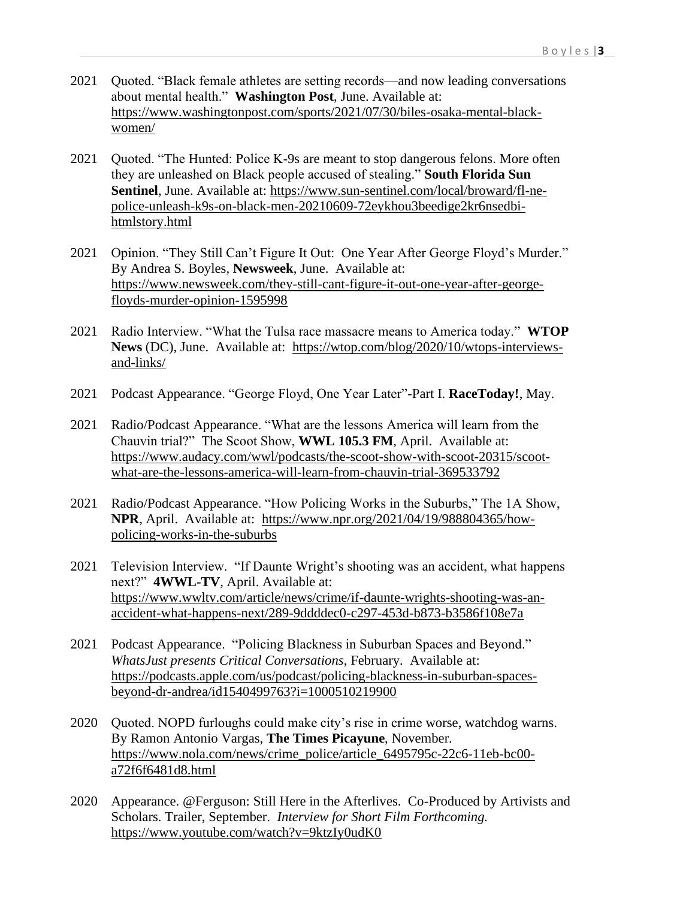2021 Quoted. "Black female athletes are setting records—and now leading conversations about mental health." **Washington Post**, June. Available at: https://www.washingtonpost.com/sports/2021/07/30/biles-osaka-mental-black-women/

2021 Quoted. "The Hunted: Police K-9s are meant to stop dangerous felons. More often they are unleashed on Black people accused of stealing." **South Florida Sun Sentinel**, June. Available at: https://www.sun-sentinel.com/local/broward/fl-ne-police-unleash-k9s-on-black-men-20210609-72eykhou3beedige2kr6nsedbi-htmlstory.html

2021 Opinion. "They Still Can't Figure It Out: One Year After George Floyd's Murder." By Andrea S. Boyles, **Newsweek**, June. Available at: https://www.newsweek.com/they-still-cant-figure-it-out-one-year-after-george-floyds-murder-opinion-1595998

2021 Radio Interview. "What the Tulsa race massacre means to America today." **WTOP News** (DC), June. Available at: https://wtop.com/blog/2020/10/wtops-interviews-and-links/

2021 Podcast Appearance. "George Floyd, One Year Later"-Part I. **RaceToday!**, May.

2021 Radio/Podcast Appearance. "What are the lessons America will learn from the Chauvin trial?" The Scoot Show, **WWL 105.3 FM**, April. Available at: https://www.audacy.com/wwl/podcasts/the-scoot-show-with-scoot-20315/scoot-what-are-the-lessons-america-will-learn-from-chauvin-trial-369533792

2021 Radio/Podcast Appearance. "How Policing Works in the Suburbs," The 1A Show, **NPR**, April. Available at: https://www.npr.org/2021/04/19/988804365/how-policing-works-in-the-suburbs

2021 Television Interview. "If Daunte Wright's shooting was an accident, what happens next?" **4WWL-TV**, April. Available at: https://www.wwltv.com/article/news/crime/if-daunte-wrights-shooting-was-an-accident-what-happens-next/289-9ddddec0-c297-453d-b873-b3586f108e7a

2021 Podcast Appearance. "Policing Blackness in Suburban Spaces and Beyond." *WhatsJust presents Critical Conversations*, February. Available at: https://podcasts.apple.com/us/podcast/policing-blackness-in-suburban-spaces-beyond-dr-andrea/id1540499763?i=1000510219900

2020 Quoted. NOPD furloughs could make city's rise in crime worse, watchdog warns. By Ramon Antonio Vargas, **The Times Picayune**, November. https://www.nola.com/news/crime_police/article_6495795c-22c6-11eb-bc00-a72f6f6481d8.html

2020 Appearance. @Ferguson: Still Here in the Afterlives. Co-Produced by Artivists and Scholars. Trailer, September. *Interview for Short Film Forthcoming.* https://www.youtube.com/watch?v=9ktzIy0udK0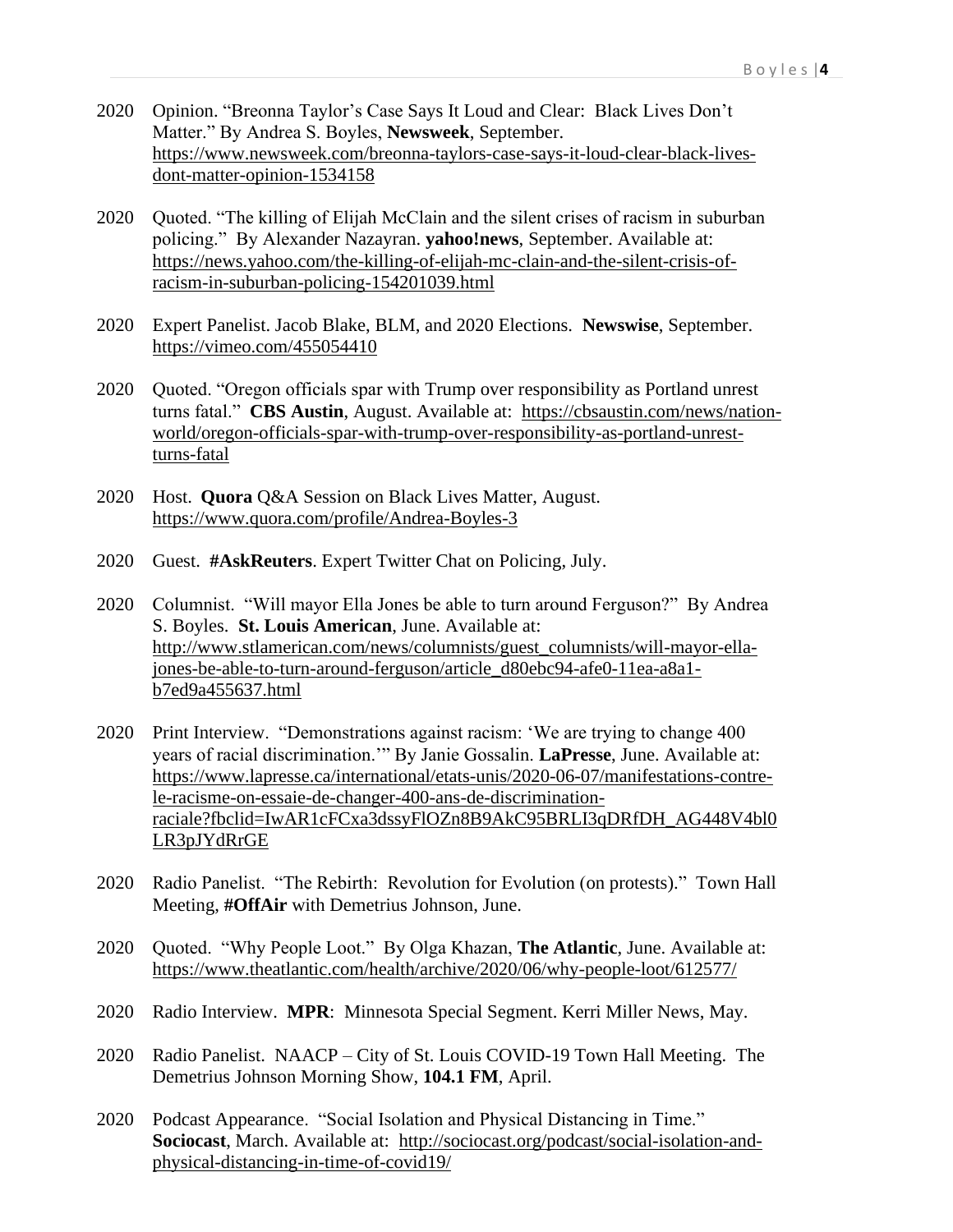2020 Opinion. "Breonna Taylor's Case Says It Loud and Clear: Black Lives Don't Matter." By Andrea S. Boyles, **Newsweek**, September. https://www.newsweek.com/breonna-taylors-case-says-it-loud-clear-black-lives-dont-matter-opinion-1534158

2020 Quoted. "The killing of Elijah McClain and the silent crises of racism in suburban policing." By Alexander Nazayran. **yahoo!news**, September. Available at: https://news.yahoo.com/the-killing-of-elijah-mc-clain-and-the-silent-crisis-of-racism-in-suburban-policing-154201039.html

2020 Expert Panelist. Jacob Blake, BLM, and 2020 Elections. **Newswise**, September. https://vimeo.com/455054410

2020 Quoted. "Oregon officials spar with Trump over responsibility as Portland unrest turns fatal." **CBS Austin**, August. Available at: https://cbsaustin.com/news/nation-world/oregon-officials-spar-with-trump-over-responsibility-as-portland-unrest-turns-fatal

2020 Host. **Quora** Q&A Session on Black Lives Matter, August. https://www.quora.com/profile/Andrea-Boyles-3

2020 Guest. **#AskReuters**. Expert Twitter Chat on Policing, July.

2020 Columnist. "Will mayor Ella Jones be able to turn around Ferguson?" By Andrea S. Boyles. **St. Louis American**, June. Available at: http://www.stlamerican.com/news/columnists/guest_columnists/will-mayor-ella-jones-be-able-to-turn-around-ferguson/article_d80ebc94-afe0-11ea-a8a1-b7ed9a455637.html

2020 Print Interview. "Demonstrations against racism: 'We are trying to change 400 years of racial discrimination.'" By Janie Gossalin. **LaPresse**, June. Available at: https://www.lapresse.ca/international/etats-unis/2020-06-07/manifestations-contre-le-racisme-on-essaie-de-changer-400-ans-de-discrimination-raciale?fbclid=IwAR1cFCxa3dssyFlOZn8B9AkC95BRLI3qDRfDH_AG448V4bl0LR3pJYdRrGE

2020 Radio Panelist. "The Rebirth: Revolution for Evolution (on protests)." Town Hall Meeting, **#OffAir** with Demetrius Johnson, June.

2020 Quoted. "Why People Loot." By Olga Khazan, **The Atlantic**, June. Available at: https://www.theatlantic.com/health/archive/2020/06/why-people-loot/612577/

2020 Radio Interview. **MPR**: Minnesota Special Segment. Kerri Miller News, May.

2020 Radio Panelist. NAACP – City of St. Louis COVID-19 Town Hall Meeting. The Demetrius Johnson Morning Show, **104.1 FM**, April.

2020 Podcast Appearance. "Social Isolation and Physical Distancing in Time." **Sociocast**, March. Available at: http://sociocast.org/podcast/social-isolation-and-physical-distancing-in-time-of-covid19/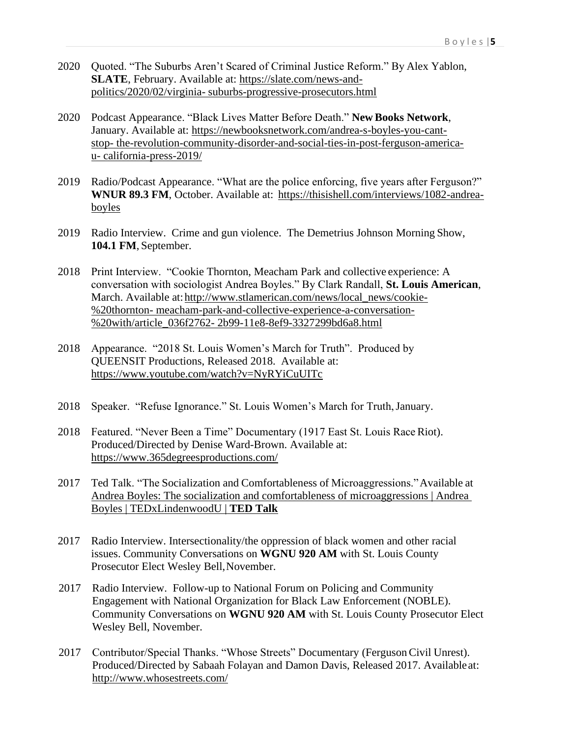2020 Quoted. "The Suburbs Aren't Scared of Criminal Justice Reform." By Alex Yablon, **SLATE**, February. Available at: https://slate.com/news-and-politics/2020/02/virginia- suburbs-progressive-prosecutors.html

2020 Podcast Appearance. "Black Lives Matter Before Death." **New Books Network**, January. Available at: https://newbooksnetwork.com/andrea-s-boyles-you-cant-stop- the-revolution-community-disorder-and-social-ties-in-post-ferguson-america-u- california-press-2019/

2019 Radio/Podcast Appearance. "What are the police enforcing, five years after Ferguson?" **WNUR 89.3 FM**, October. Available at: https://thisishell.com/interviews/1082-andrea-boyles

2019 Radio Interview. Crime and gun violence. The Demetrius Johnson Morning Show, **104.1 FM**, September.

2018 Print Interview. "Cookie Thornton, Meacham Park and collective experience: A conversation with sociologist Andrea Boyles." By Clark Randall, **St. Louis American**, March. Available at: http://www.stlamerican.com/news/local_news/cookie-%20thornton- meacham-park-and-collective-experience-a-conversation-%20with/article_036f2762- 2b99-11e8-8ef9-3327299bd6a8.html

2018 Appearance. "2018 St. Louis Women's March for Truth". Produced by QUEENSIT Productions, Released 2018. Available at: https://www.youtube.com/watch?v=NyRYiCuUITc

2018 Speaker. "Refuse Ignorance." St. Louis Women's March for Truth, January.

2018 Featured. "Never Been a Time" Documentary (1917 East St. Louis Race Riot). Produced/Directed by Denise Ward-Brown. Available at: https://www.365degreesproductions.com/

2017 Ted Talk. "The Socialization and Comfortableness of Microaggressions." Available at Andrea Boyles: The socialization and comfortableness of microaggressions | Andrea Boyles | TEDxLindenwoodU | **TED Talk**

2017 Radio Interview. Intersectionality/the oppression of black women and other racial issues. Community Conversations on **WGNU 920 AM** with St. Louis County Prosecutor Elect Wesley Bell, November.

2017 Radio Interview. Follow-up to National Forum on Policing and Community Engagement with National Organization for Black Law Enforcement (NOBLE). Community Conversations on **WGNU 920 AM** with St. Louis County Prosecutor Elect Wesley Bell, November.

2017 Contributor/Special Thanks. "Whose Streets" Documentary (Ferguson Civil Unrest). Produced/Directed by Sabaah Folayan and Damon Davis, Released 2017. Available at: http://www.whosestreets.com/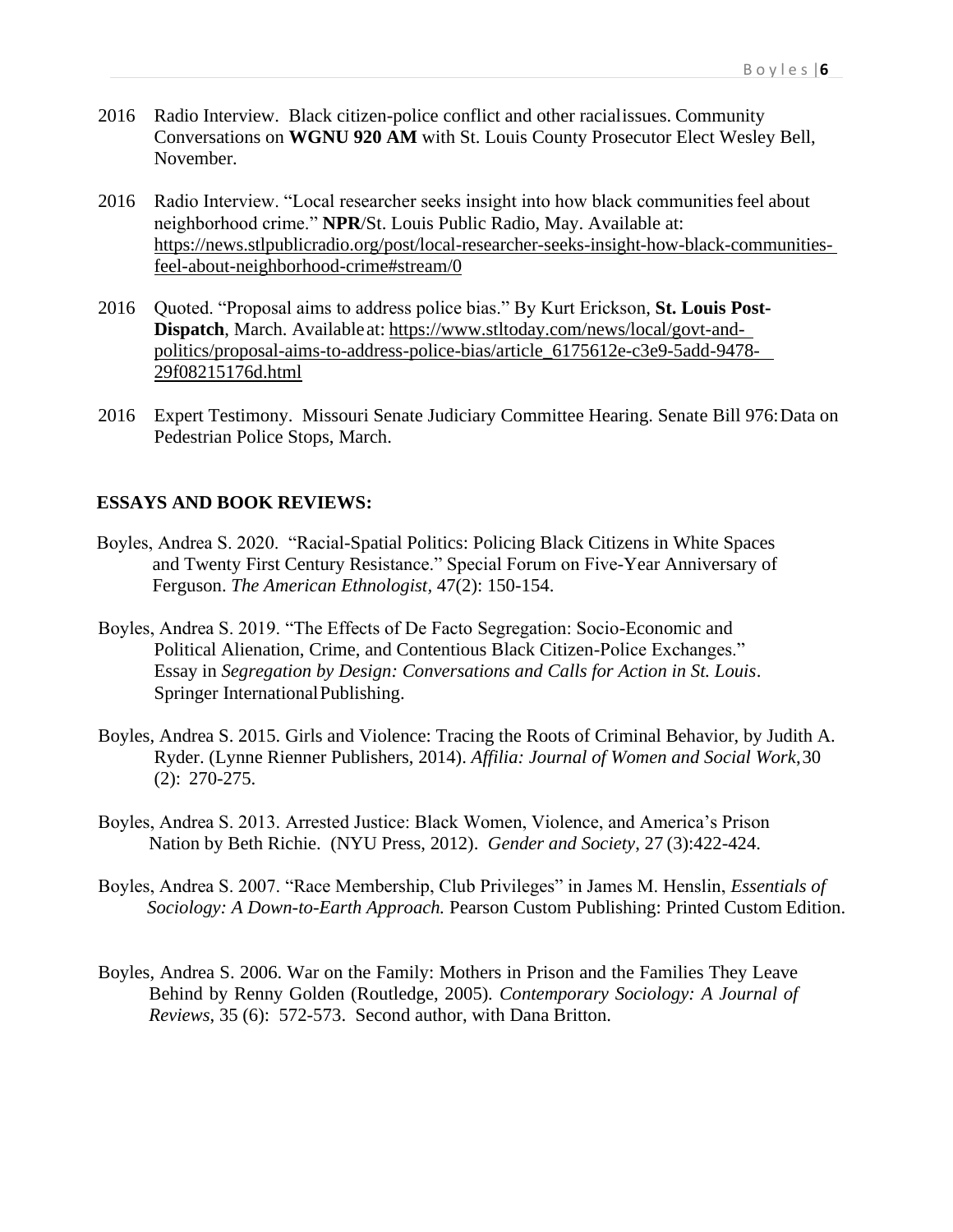2016 Radio Interview. Black citizen-police conflict and other racial issues. Community Conversations on **WGNU 920 AM** with St. Louis County Prosecutor Elect Wesley Bell, November.

2016 Radio Interview. "Local researcher seeks insight into how black communities feel about neighborhood crime." **NPR**/St. Louis Public Radio, May. Available at: https://news.stlpublicradio.org/post/local-researcher-seeks-insight-how-black-communities-feel-about-neighborhood-crime#stream/0

2016 Quoted. "Proposal aims to address police bias." By Kurt Erickson, **St. Louis Post-Dispatch**, March. Available at: https://www.stltoday.com/news/local/govt-and-politics/proposal-aims-to-address-police-bias/article_6175612e-c3e9-5add-9478-29f08215176d.html

2016 Expert Testimony. Missouri Senate Judiciary Committee Hearing. Senate Bill 976: Data on Pedestrian Police Stops, March.

## ESSAYS AND BOOK REVIEWS:

Boyles, Andrea S. 2020. "Racial-Spatial Politics: Policing Black Citizens in White Spaces and Twenty First Century Resistance." Special Forum on Five-Year Anniversary of Ferguson. *The American Ethnologist*, 47(2): 150-154.

Boyles, Andrea S. 2019. "The Effects of De Facto Segregation: Socio-Economic and Political Alienation, Crime, and Contentious Black Citizen-Police Exchanges." Essay in *Segregation by Design: Conversations and Calls for Action in St. Louis*. Springer International Publishing.

Boyles, Andrea S. 2015. Girls and Violence: Tracing the Roots of Criminal Behavior, by Judith A. Ryder. (Lynne Rienner Publishers, 2014). *Affilia: Journal of Women and Social Work,* 30 (2): 270-275.

Boyles, Andrea S. 2013. Arrested Justice: Black Women, Violence, and America's Prison Nation by Beth Richie. (NYU Press, 2012). *Gender and Society*, 27 (3):422-424.

Boyles, Andrea S. 2007. "Race Membership, Club Privileges" in James M. Henslin, *Essentials of Sociology: A Down-to-Earth Approach.* Pearson Custom Publishing: Printed Custom Edition.

Boyles, Andrea S. 2006. War on the Family: Mothers in Prison and the Families They Leave Behind by Renny Golden (Routledge, 2005). *Contemporary Sociology: A Journal of Reviews*, 35 (6): 572-573. Second author, with Dana Britton.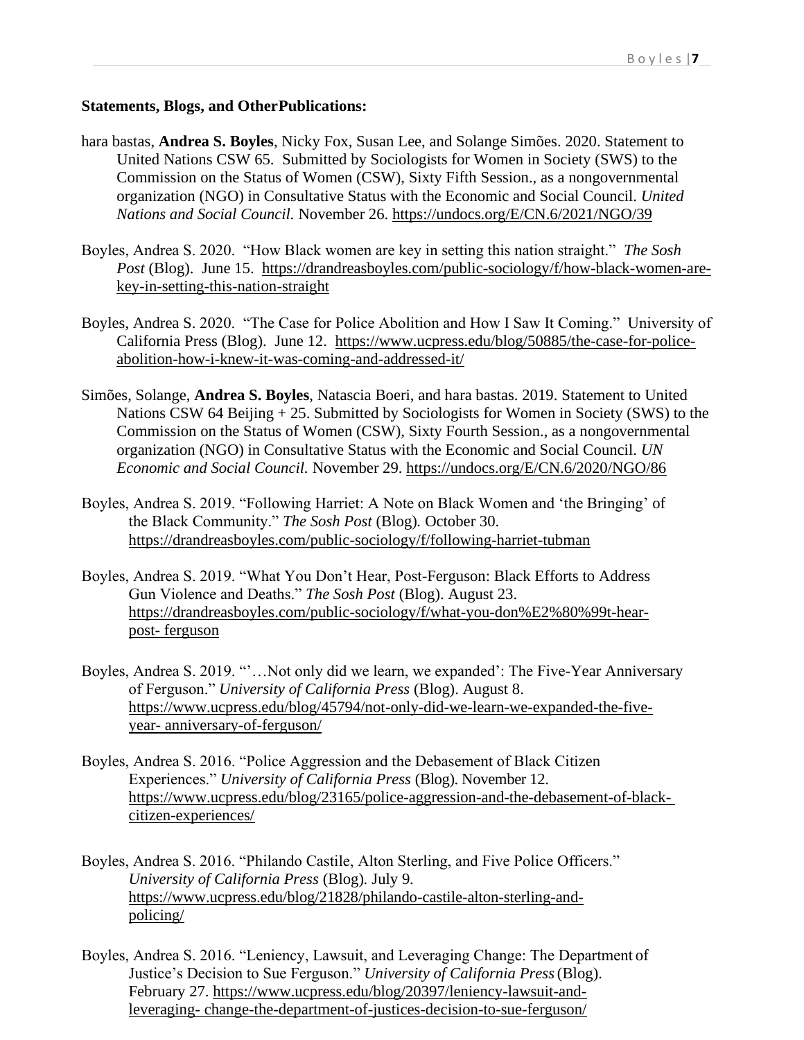**Statements, Blogs, and OtherPublications:**

hara bastas, **Andrea S. Boyles**, Nicky Fox, Susan Lee, and Solange Simões. 2020. Statement to United Nations CSW 65. Submitted by Sociologists for Women in Society (SWS) to the Commission on the Status of Women (CSW), Sixty Fifth Session., as a nongovernmental organization (NGO) in Consultative Status with the Economic and Social Council. *United Nations and Social Council.* November 26. https://undocs.org/E/CN.6/2021/NGO/39

Boyles, Andrea S. 2020. "How Black women are key in setting this nation straight." *The Sosh Post* (Blog). June 15. https://drandreasboyles.com/public-sociology/f/how-black-women-are-key-in-setting-this-nation-straight

Boyles, Andrea S. 2020. "The Case for Police Abolition and How I Saw It Coming." University of California Press (Blog). June 12. https://www.ucpress.edu/blog/50885/the-case-for-police-abolition-how-i-knew-it-was-coming-and-addressed-it/

Simões, Solange, **Andrea S. Boyles**, Natascia Boeri, and hara bastas. 2019. Statement to United Nations CSW 64 Beijing + 25. Submitted by Sociologists for Women in Society (SWS) to the Commission on the Status of Women (CSW), Sixty Fourth Session., as a nongovernmental organization (NGO) in Consultative Status with the Economic and Social Council. *UN Economic and Social Council.* November 29. https://undocs.org/E/CN.6/2020/NGO/86

Boyles, Andrea S. 2019. "Following Harriet: A Note on Black Women and 'the Bringing' of the Black Community." *The Sosh Post* (Blog). October 30. https://drandreasboyles.com/public-sociology/f/following-harriet-tubman

Boyles, Andrea S. 2019. "What You Don't Hear, Post-Ferguson: Black Efforts to Address Gun Violence and Deaths." *The Sosh Post* (Blog). August 23. https://drandreasboyles.com/public-sociology/f/what-you-don%E2%80%99t-hear-post- ferguson

Boyles, Andrea S. 2019. "'…Not only did we learn, we expanded': The Five-Year Anniversary of Ferguson." *University of California Press* (Blog). August 8. https://www.ucpress.edu/blog/45794/not-only-did-we-learn-we-expanded-the-five-year- anniversary-of-ferguson/

Boyles, Andrea S. 2016. "Police Aggression and the Debasement of Black Citizen Experiences." *University of California Press* (Blog). November 12. https://www.ucpress.edu/blog/23165/police-aggression-and-the-debasement-of-black-citizen-experiences/

Boyles, Andrea S. 2016. "Philando Castile, Alton Sterling, and Five Police Officers." *University of California Press* (Blog). July 9. https://www.ucpress.edu/blog/21828/philando-castile-alton-sterling-and-policing/

Boyles, Andrea S. 2016. "Leniency, Lawsuit, and Leveraging Change: The Department of Justice's Decision to Sue Ferguson." *University of California Press* (Blog). February 27. https://www.ucpress.edu/blog/20397/leniency-lawsuit-and-leveraging- change-the-department-of-justices-decision-to-sue-ferguson/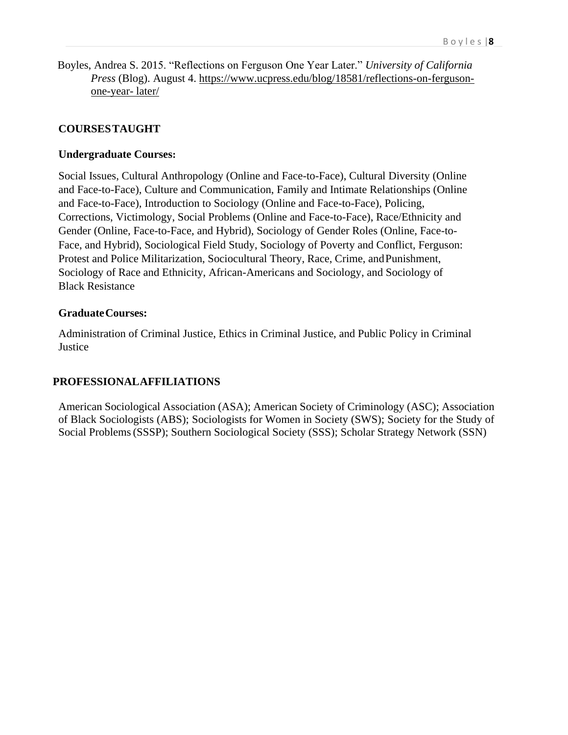Boyles, Andrea S. 2015. "Reflections on Ferguson One Year Later." *University of California Press* (Blog). August 4. https://www.ucpress.edu/blog/18581/reflections-on-ferguson-one-year- later/

## COURSES TAUGHT

### Undergraduate Courses:

Social Issues, Cultural Anthropology (Online and Face-to-Face), Cultural Diversity (Online and Face-to-Face), Culture and Communication, Family and Intimate Relationships (Online and Face-to-Face), Introduction to Sociology (Online and Face-to-Face), Policing, Corrections, Victimology, Social Problems (Online and Face-to-Face), Race/Ethnicity and Gender (Online, Face-to-Face, and Hybrid), Sociology of Gender Roles (Online, Face-to-Face, and Hybrid), Sociological Field Study, Sociology of Poverty and Conflict, Ferguson: Protest and Police Militarization, Sociocultural Theory, Race, Crime, and Punishment, Sociology of Race and Ethnicity, African-Americans and Sociology, and Sociology of Black Resistance

### Graduate Courses:

Administration of Criminal Justice, Ethics in Criminal Justice, and Public Policy in Criminal Justice

## PROFESSIONAL AFFILIATIONS

American Sociological Association (ASA); American Society of Criminology (ASC); Association of Black Sociologists (ABS); Sociologists for Women in Society (SWS); Society for the Study of Social Problems (SSSP); Southern Sociological Society (SSS); Scholar Strategy Network (SSN)